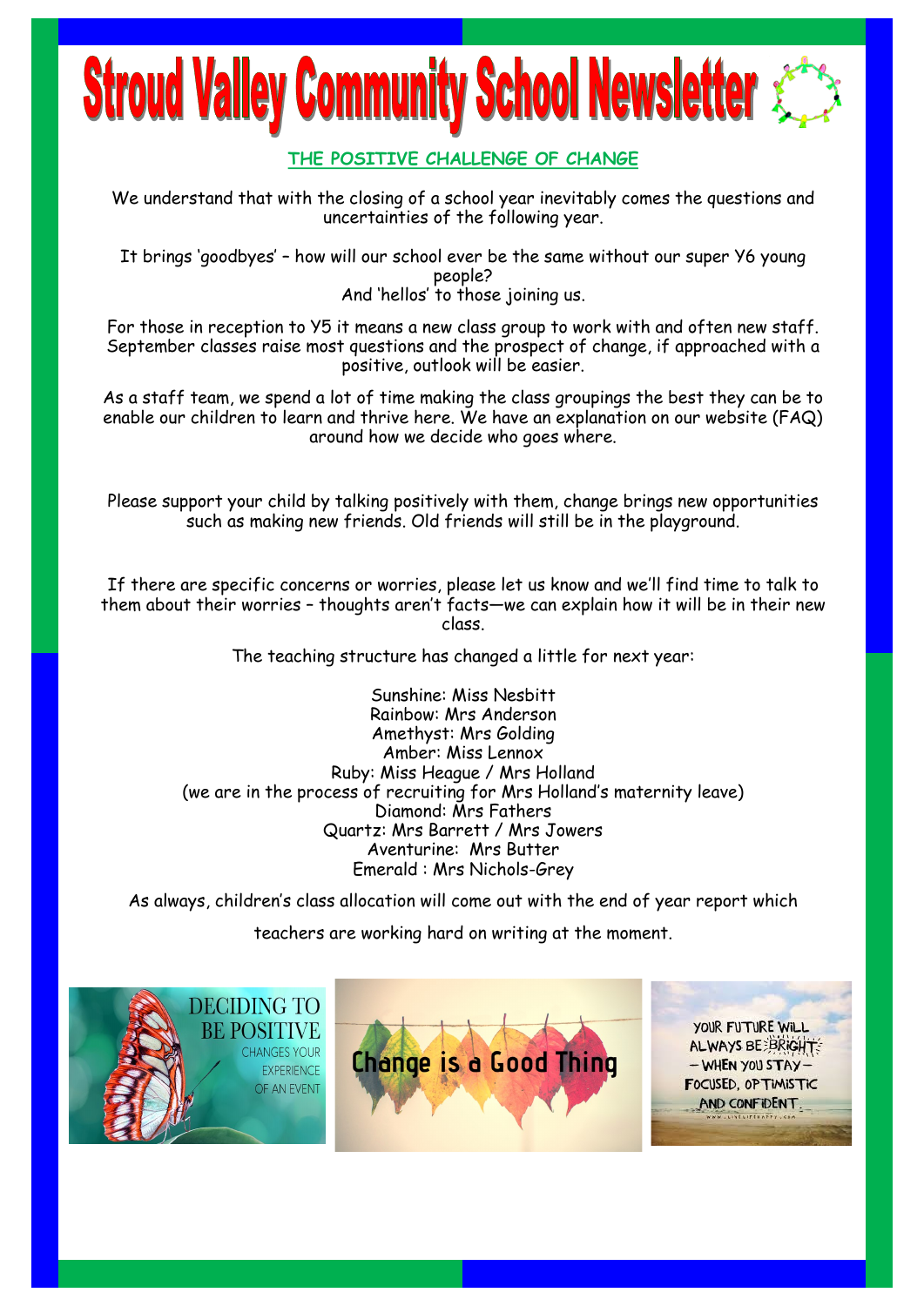# Stroud Valley Community School Newsletter

## THE POSITIVE CHALLENGE OF CHANGE

We understand that with the closing of a school year inevitably comes the questions and uncertainties of the following year.

It brings 'goodbyes' – how will our school ever be the same without our super Y6 young people?
And 'hellos' to those joining us.

For those in reception to Y5 it means a new class group to work with and often new staff. September classes raise most questions and the prospect of change, if approached with a positive, outlook will be easier.

As a staff team, we spend a lot of time making the class groupings the best they can be to enable our children to learn and thrive here. We have an explanation on our website (FAQ) around how we decide who goes where.

Please support your child by talking positively with them, change brings new opportunities such as making new friends. Old friends will still be in the playground.

If there are specific concerns or worries, please let us know and we'll find time to talk to them about their worries – thoughts aren't facts—we can explain how it will be in their new class.

The teaching structure has changed a little for next year:

Sunshine: Miss Nesbitt
Rainbow: Mrs Anderson
Amethyst: Mrs Golding
Amber: Miss Lennox
Ruby: Miss Heague / Mrs Holland
(we are in the process of recruiting for Mrs Holland's maternity leave)
Diamond: Mrs Fathers
Quartz: Mrs Barrett / Mrs Jowers
Aventurine: Mrs Butter
Emerald : Mrs Nichols-Grey

As always, children's class allocation will come out with the end of year report which teachers are working hard on writing at the moment.

DECIDING TO BE POSITIVE CHANGES YOUR EXPERIENCE OF AN EVENT

Change is a Good Thing

YOUR FUTURE WILL ALWAYS BE BRIGHT – WHEN YOU STAY – FOCUSED, OPTIMISTIC AND CONFIDENT.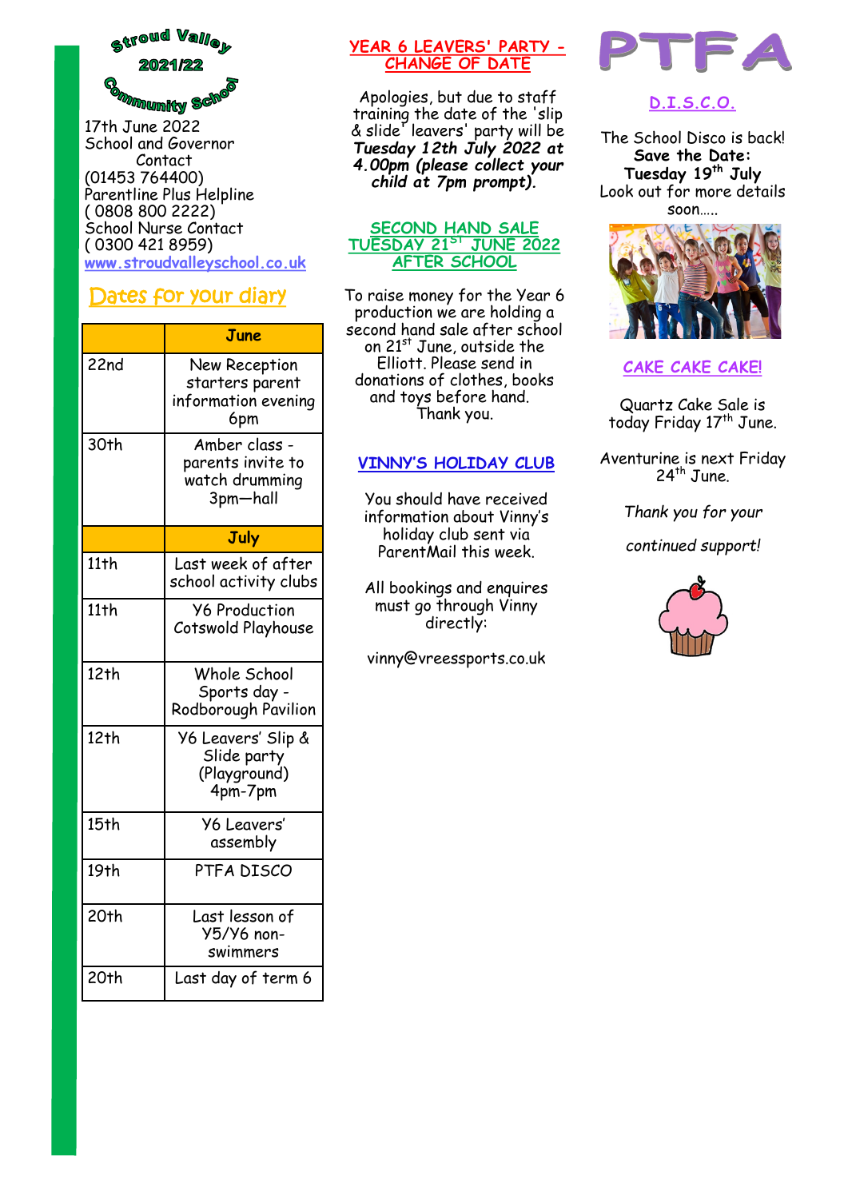Stroud Valley Community School 2021/22

17th June 2022
School and Governor Contact
(01453 764400)
Parentline Plus Helpline
( 0808 800 2222)
School Nurse Contact
( 0300 421 8959)
www.stroudvalleyschool.co.uk

## Dates for your diary

| | June |
|---|---|
| 22nd | New Reception starters parent information evening 6pm |
| 30th | Amber class - parents invite to watch drumming 3pm—hall |
| | **July** |
| 11th | Last week of after school activity clubs |
| 11th | Y6 Production Cotswold Playhouse |
| 12th | Whole School Sports day - Rodborough Pavilion |
| 12th | Y6 Leavers' Slip & Slide party (Playground) 4pm-7pm |
| 15th | Y6 Leavers' assembly |
| 19th | PTFA DISCO |
| 20th | Last lesson of Y5/Y6 non-swimmers |
| 20th | Last day of term 6 |

## YEAR 6 LEAVERS' PARTY - CHANGE OF DATE

Apologies, but due to staff training the date of the 'slip & slide' leavers' party will be ***Tuesday 12th July 2022 at 4.00pm (please collect your child at 7pm prompt).***

## SECOND HAND SALE TUESDAY 21ST JUNE 2022 AFTER SCHOOL

To raise money for the Year 6 production we are holding a second hand sale after school on 21st June, outside the Elliott. Please send in donations of clothes, books and toys before hand. Thank you.

## VINNY'S HOLIDAY CLUB

You should have received information about Vinny's holiday club sent via ParentMail this week.

All bookings and enquires must go through Vinny directly:

vinny@vreessports.co.uk

# PTFA

## D.I.S.C.O.

The School Disco is back!
**Save the Date:**
**Tuesday 19th July**
Look out for more details soon…..

## CAKE CAKE CAKE!

Quartz Cake Sale is today Friday 17th June.

Aventurine is next Friday 24th June.

*Thank you for your*

*continued support!*